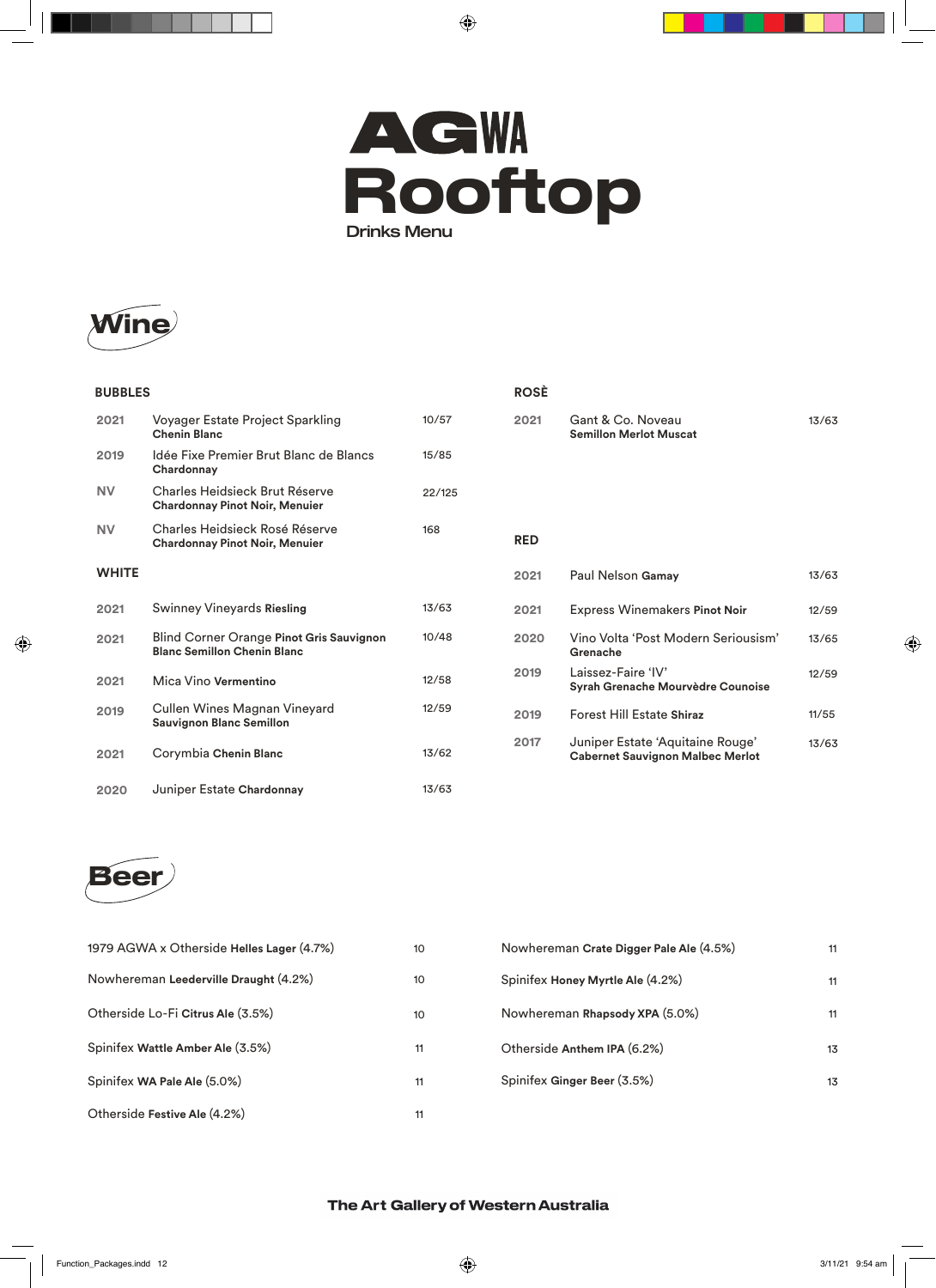# AGWA Rooftop

Drinks Menu

## Wine

### BUBBLES

| Year | Wine | Price |
|---|---|---|
| 2021 | Voyager Estate Project Sparkling **Chenin Blanc** | 10/57 |
| 2019 | Idée Fixe Premier Brut Blanc de Blancs **Chardonnay** | 15/85 |
| NV | Charles Heidsieck Brut Réserve **Chardonnay Pinot Noir, Menuier** | 22/125 |
| NV | Charles Heidsieck Rosé Réserve **Chardonnay Pinot Noir, Menuier** | 168 |

### WHITE

| Year | Wine | Price |
|---|---|---|
| 2021 | Swinney Vineyards **Riesling** | 13/63 |
| 2021 | Blind Corner Orange **Pinot Gris Sauvignon Blanc Semillon Chenin Blanc** | 10/48 |
| 2021 | Mica Vino **Vermentino** | 12/58 |
| 2019 | Cullen Wines Magnan Vineyard **Sauvignon Blanc Semillon** | 12/59 |
| 2021 | Corymbia **Chenin Blanc** | 13/62 |
| 2020 | Juniper Estate **Chardonnay** | 13/63 |

### ROSÈ

| Year | Wine | Price |
|---|---|---|
| 2021 | Gant & Co. Noveau **Semillon Merlot Muscat** | 13/63 |

### RED

| Year | Wine | Price |
|---|---|---|
| 2021 | Paul Nelson **Gamay** | 13/63 |
| 2021 | Express Winemakers **Pinot Noir** | 12/59 |
| 2020 | Vino Volta 'Post Modern Serioussism' **Grenache** | 13/65 |
| 2019 | Laissez-Faire 'IV' **Syrah Grenache Mourvèdre Counoise** | 12/59 |
| 2019 | Forest Hill Estate **Shiraz** | 11/55 |
| 2017 | Juniper Estate 'Aquitaine Rouge' **Cabernet Sauvignon Malbec Merlot** | 13/63 |

## Beer

| Beer | Price |
|---|---|
| 1979 AGWA x Otherside **Helles Lager** (4.7%) | 10 |
| Nowhereman **Leederville Draught** (4.2%) | 10 |
| Otherside Lo-Fi **Citrus Ale** (3.5%) | 10 |
| Spinifex **Wattle Amber Ale** (3.5%) | 11 |
| Spinifex **WA Pale Ale** (5.0%) | 11 |
| Otherside **Festive Ale** (4.2%) | 11 |
| Nowhereman **Crate Digger Pale Ale** (4.5%) | 11 |
| Spinifex **Honey Myrtle Ale** (4.2%) | 11 |
| Nowhereman **Rhapsody XPA** (5.0%) | 11 |
| Otherside **Anthem IPA** (6.2%) | 13 |
| Spinifex **Ginger Beer** (3.5%) | 13 |

**The Art Gallery of Western Australia**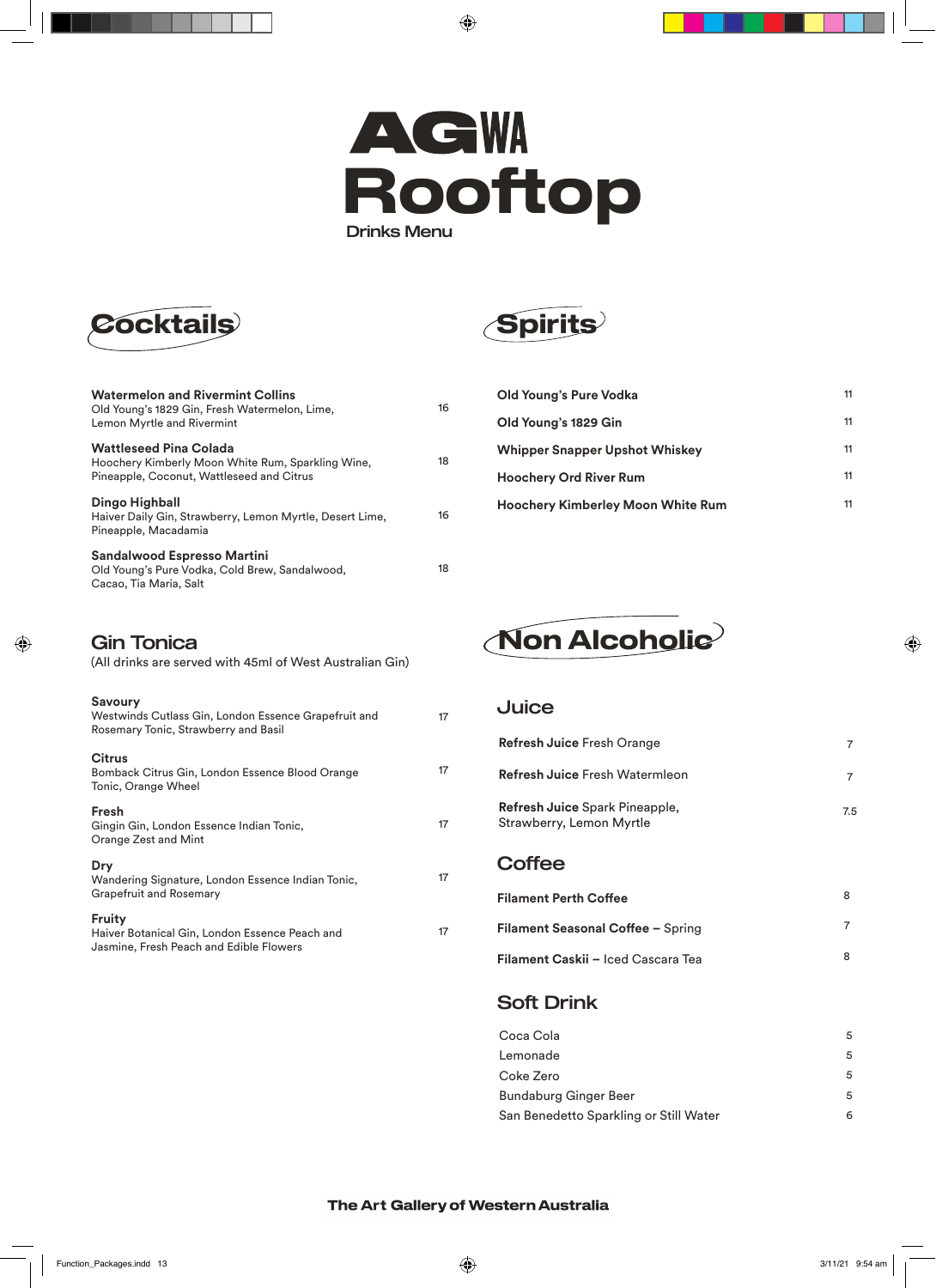# AGWA Rooftop

Drinks Menu

## Cocktails

| | |
|---|---|
| **Watermelon and Rivermint Collins**<br>Old Young's 1829 Gin, Fresh Watermelon, Lime, Lemon Myrtle and Rivermint | 16 |
| **Wattleseed Pina Colada**<br>Hoochery Kimberly Moon White Rum, Sparkling Wine, Pineapple, Coconut, Wattleseed and Citrus | 18 |
| **Dingo Highball**<br>Haiver Daily Gin, Strawberry, Lemon Myrtle, Desert Lime, Pineapple, Macadamia | 16 |
| **Sandalwood Espresso Martini**<br>Old Young's Pure Vodka, Cold Brew, Sandalwood, Cacao, Tia Maria, Salt | 18 |

## Gin Tonica

(All drinks are served with 45ml of West Australian Gin)

| | |
|---|---|
| **Savoury**<br>Westwinds Cutlass Gin, London Essence Grapefruit and Rosemary Tonic, Strawberry and Basil | 17 |
| **Citrus**<br>Bomback Citrus Gin, London Essence Blood Orange Tonic, Orange Wheel | 17 |
| **Fresh**<br>Gingin Gin, London Essence Indian Tonic, Orange Zest and Mint | 17 |
| **Dry**<br>Wandering Signature, London Essence Indian Tonic, Grapefruit and Rosemary | 17 |
| **Fruity**<br>Haiver Botanical Gin, London Essence Peach and Jasmine, Fresh Peach and Edible Flowers | 17 |

## Spirits

| | |
|---|---|
| **Old Young's Pure Vodka** | 11 |
| **Old Young's 1829 Gin** | 11 |
| **Whipper Snapper Upshot Whiskey** | 11 |
| **Hoochery Ord River Rum** | 11 |
| **Hoochery Kimberley Moon White Rum** | 11 |

## Non Alcoholic

### Juice

| | |
|---|---|
| **Refresh Juice** Fresh Orange | 7 |
| **Refresh Juice** Fresh Watermleon | 7 |
| **Refresh Juice** Spark Pineapple, Strawberry, Lemon Myrtle | 7.5 |

### Coffee

| | |
|---|---|
| **Filament Perth Coffee** | 8 |
| **Filament Seasonal Coffee** – Spring | 7 |
| **Filament Caskii** – Iced Cascara Tea | 8 |

### Soft Drink

| | |
|---|---|
| Coca Cola | 5 |
| Lemonade | 5 |
| Coke Zero | 5 |
| Bundaburg Ginger Beer | 5 |
| San Benedetto Sparkling or Still Water | 6 |

**The Art Gallery of Western Australia**